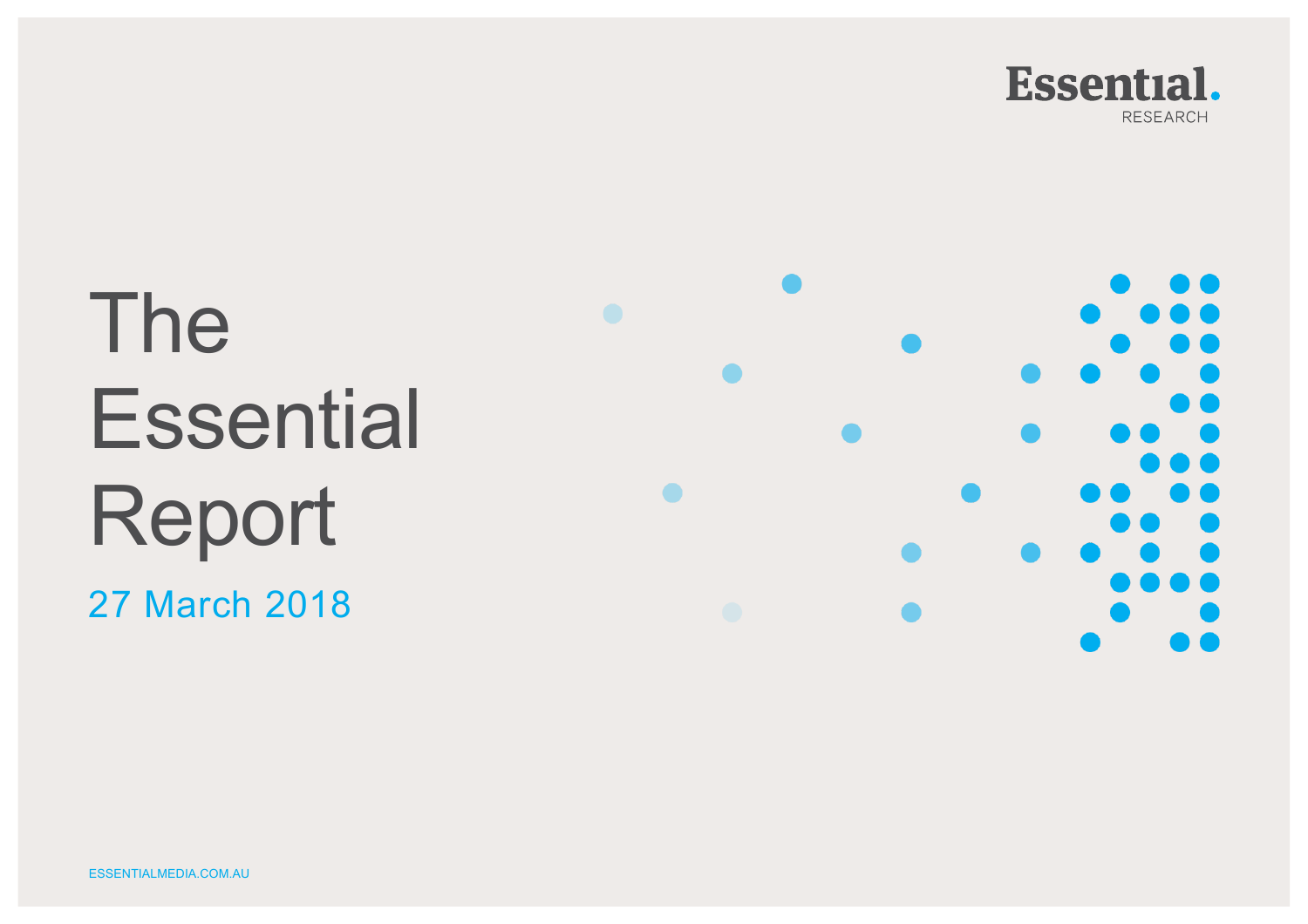Essential. RESEARCH

# The Essential Report

27 March 2018

ESSENTIALMEDIA.COM.AU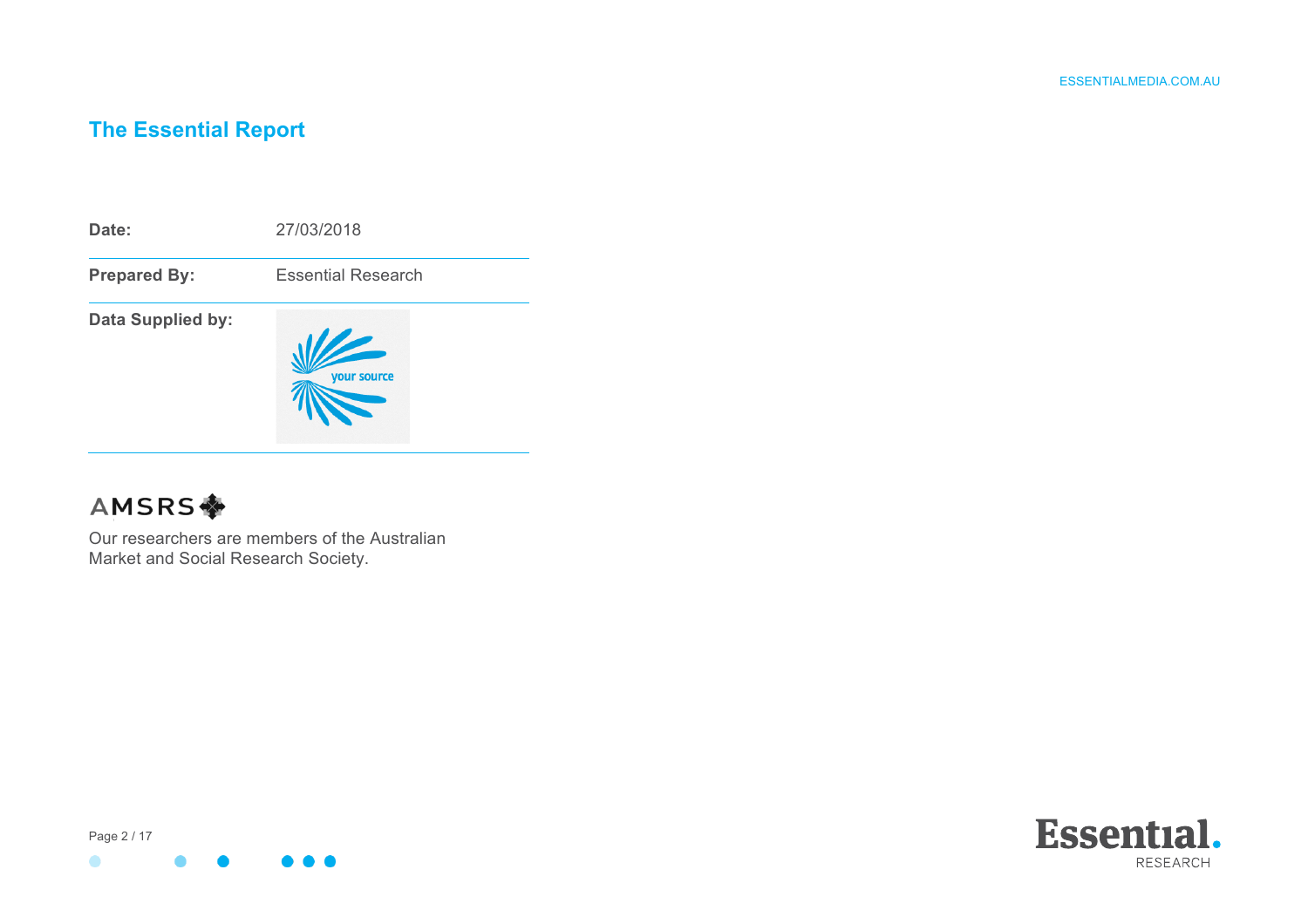# The Essential Report

| | |
|---|---|
| **Date:** | 27/03/2018 |
| **Prepared By:** | Essential Research |
| **Data Supplied by:** | your source |

Our researchers are members of the Australian Market and Social Research Society.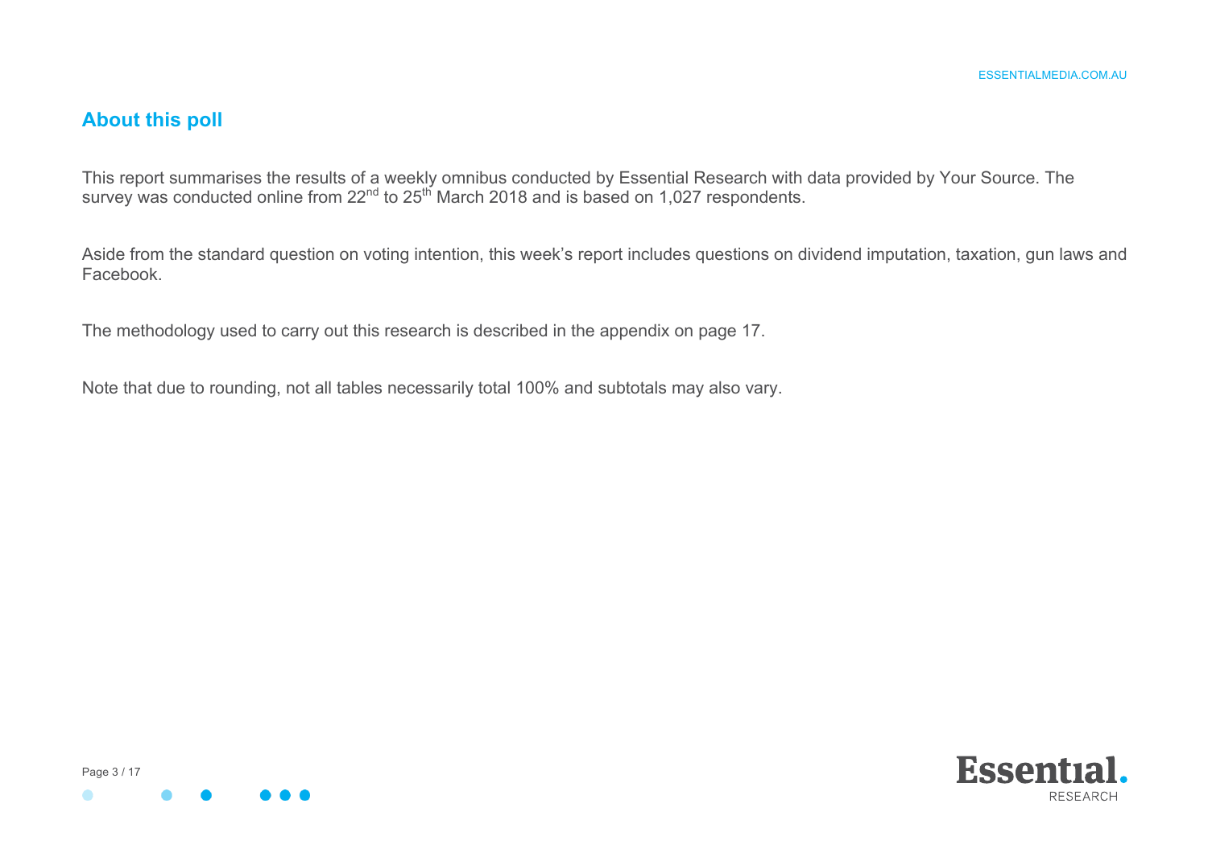## About this poll

This report summarises the results of a weekly omnibus conducted by Essential Research with data provided by Your Source. The survey was conducted online from 22nd to 25th March 2018 and is based on 1,027 respondents.

Aside from the standard question on voting intention, this week's report includes questions on dividend imputation, taxation, gun laws and Facebook.

The methodology used to carry out this research is described in the appendix on page 17.

Note that due to rounding, not all tables necessarily total 100% and subtotals may also vary.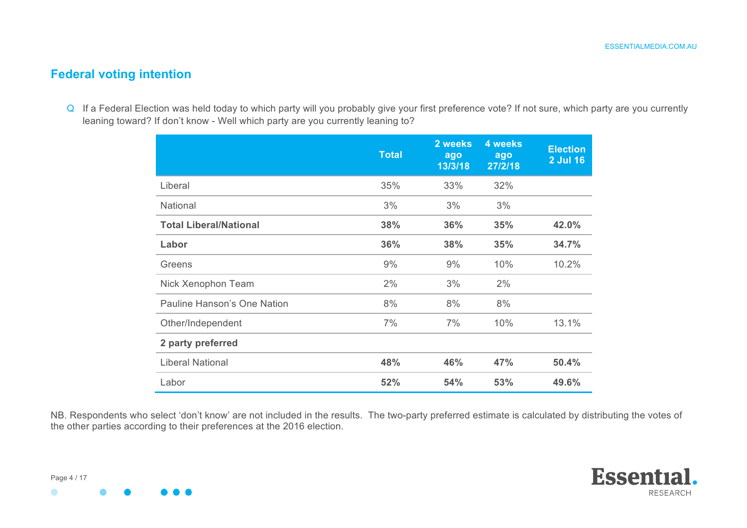## Federal voting intention

Q If a Federal Election was held today to which party will you probably give your first preference vote? If not sure, which party are you currently leaning toward? If don't know - Well which party are you currently leaning to?

| | Total | 2 weeks ago 13/3/18 | 4 weeks ago 27/2/18 | Election 2 Jul 16 |
|---|---|---|---|---|
| Liberal | 35% | 33% | 32% | |
| National | 3% | 3% | 3% | |
| **Total Liberal/National** | **38%** | **36%** | **35%** | **42.0%** |
| **Labor** | **36%** | **38%** | **35%** | **34.7%** |
| Greens | 9% | 9% | 10% | 10.2% |
| Nick Xenophon Team | 2% | 3% | 2% | |
| Pauline Hanson's One Nation | 8% | 8% | 8% | |
| Other/Independent | 7% | 7% | 10% | 13.1% |
| **2 party preferred** | | | | |
| Liberal National | **48%** | **46%** | **47%** | **50.4%** |
| Labor | **52%** | **54%** | **53%** | **49.6%** |

NB. Respondents who select 'don't know' are not included in the results. The two-party preferred estimate is calculated by distributing the votes of the other parties according to their preferences at the 2016 election.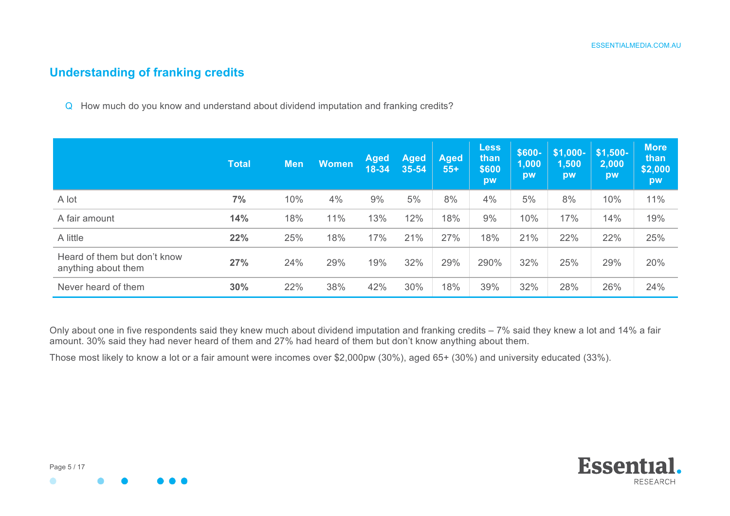## Understanding of franking credits

Q How much do you know and understand about dividend imputation and franking credits?

| | Total | Men | Women | Aged 18-34 | Aged 35-54 | Aged 55+ | Less than $600 pw | $600-1,000 pw | $1,000-1,500 pw | $1,500-2,000 pw | More than $2,000 pw |
|---|---|---|---|---|---|---|---|---|---|---|---|
| A lot | **7%** | 10% | 4% | 9% | 5% | 8% | 4% | 5% | 8% | 10% | 11% |
| A fair amount | **14%** | 18% | 11% | 13% | 12% | 18% | 9% | 10% | 17% | 14% | 19% |
| A little | **22%** | 25% | 18% | 17% | 21% | 27% | 18% | 21% | 22% | 22% | 25% |
| Heard of them but don't know anything about them | **27%** | 24% | 29% | 19% | 32% | 29% | 290% | 32% | 25% | 29% | 20% |
| Never heard of them | **30%** | 22% | 38% | 42% | 30% | 18% | 39% | 32% | 28% | 26% | 24% |

Only about one in five respondents said they knew much about dividend imputation and franking credits – 7% said they knew a lot and 14% a fair amount. 30% said they had never heard of them and 27% had heard of them but don't know anything about them.

Those most likely to know a lot or a fair amount were incomes over $2,000pw (30%), aged 65+ (30%) and university educated (33%).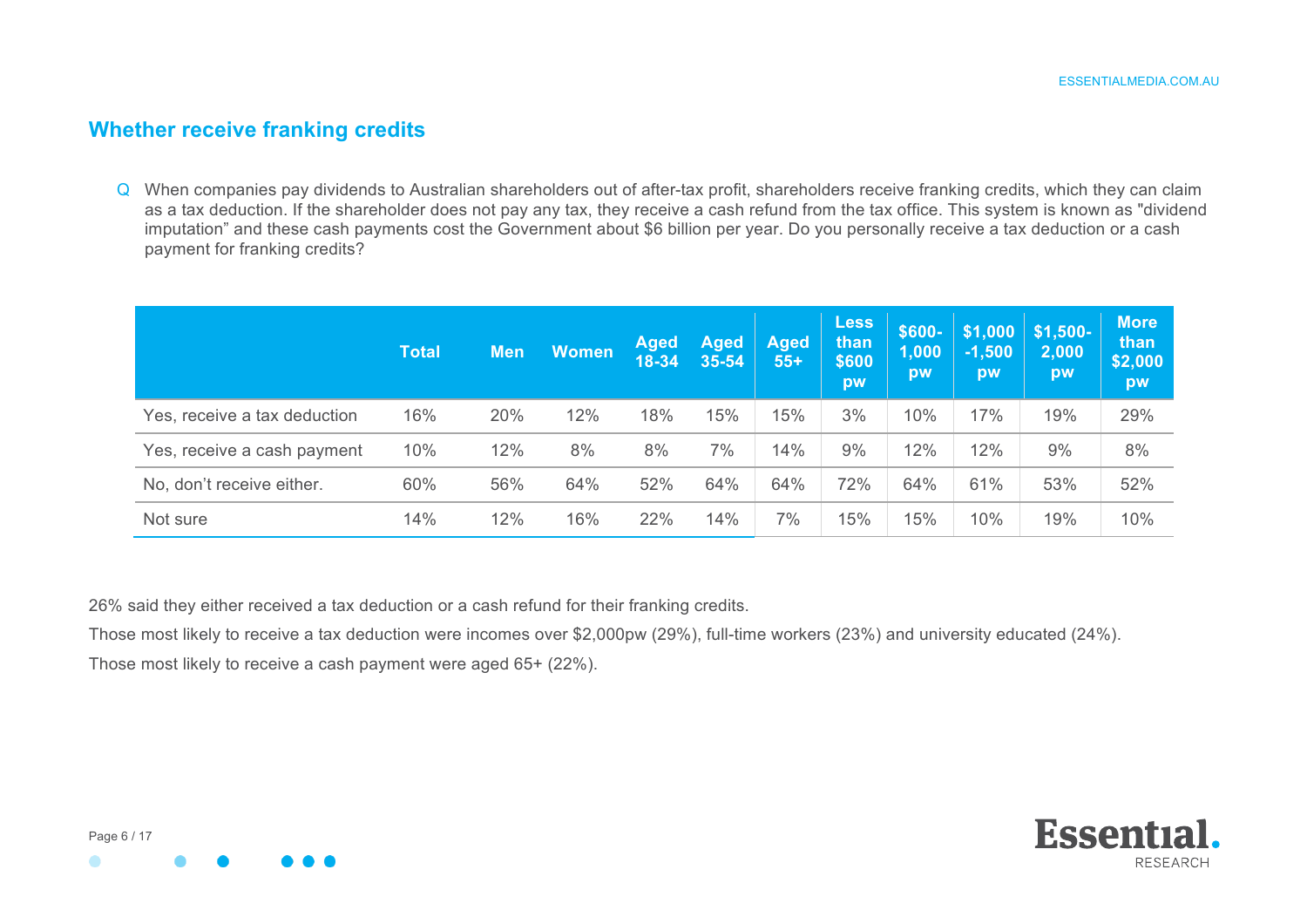## Whether receive franking credits

Q When companies pay dividends to Australian shareholders out of after-tax profit, shareholders receive franking credits, which they can claim as a tax deduction. If the shareholder does not pay any tax, they receive a cash refund from the tax office. This system is known as "dividend imputation" and these cash payments cost the Government about $6 billion per year. Do you personally receive a tax deduction or a cash payment for franking credits?

| | Total | Men | Women | Aged 18-34 | Aged 35-54 | Aged 55+ | Less than $600 pw | $600-1,000 pw | $1,000-1,500 pw | $1,500-2,000 pw | More than $2,000 pw |
|---|---|---|---|---|---|---|---|---|---|---|---|
| Yes, receive a tax deduction | 16% | 20% | 12% | 18% | 15% | 15% | 3% | 10% | 17% | 19% | 29% |
| Yes, receive a cash payment | 10% | 12% | 8% | 8% | 7% | 14% | 9% | 12% | 12% | 9% | 8% |
| No, don't receive either. | 60% | 56% | 64% | 52% | 64% | 64% | 72% | 64% | 61% | 53% | 52% |
| Not sure | 14% | 12% | 16% | 22% | 14% | 7% | 15% | 15% | 10% | 19% | 10% |

26% said they either received a tax deduction or a cash refund for their franking credits.

Those most likely to receive a tax deduction were incomes over $2,000pw (29%), full-time workers (23%) and university educated (24%).

Those most likely to receive a cash payment were aged 65+ (22%).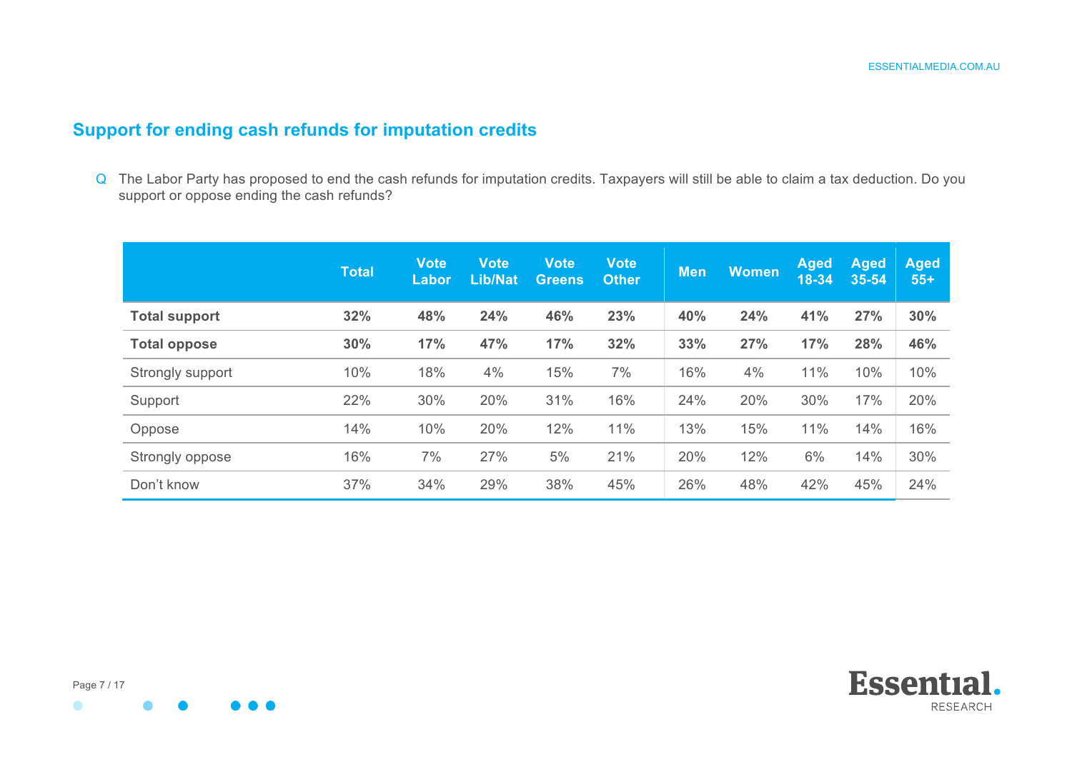## Support for ending cash refunds for imputation credits

Q The Labor Party has proposed to end the cash refunds for imputation credits. Taxpayers will still be able to claim a tax deduction. Do you support or oppose ending the cash refunds?

| | Total | Vote Labor | Vote Lib/Nat | Vote Greens | Vote Other | Men | Women | Aged 18-34 | Aged 35-54 | Aged 55+ |
|---|---|---|---|---|---|---|---|---|---|---|
| **Total support** | **32%** | **48%** | **24%** | **46%** | **23%** | **40%** | **24%** | **41%** | **27%** | **30%** |
| **Total oppose** | **30%** | **17%** | **47%** | **17%** | **32%** | **33%** | **27%** | **17%** | **28%** | **46%** |
| Strongly support | 10% | 18% | 4% | 15% | 7% | 16% | 4% | 11% | 10% | 10% |
| Support | 22% | 30% | 20% | 31% | 16% | 24% | 20% | 30% | 17% | 20% |
| Oppose | 14% | 10% | 20% | 12% | 11% | 13% | 15% | 11% | 14% | 16% |
| Strongly oppose | 16% | 7% | 27% | 5% | 21% | 20% | 12% | 6% | 14% | 30% |
| Don't know | 37% | 34% | 29% | 38% | 45% | 26% | 48% | 42% | 45% | 24% |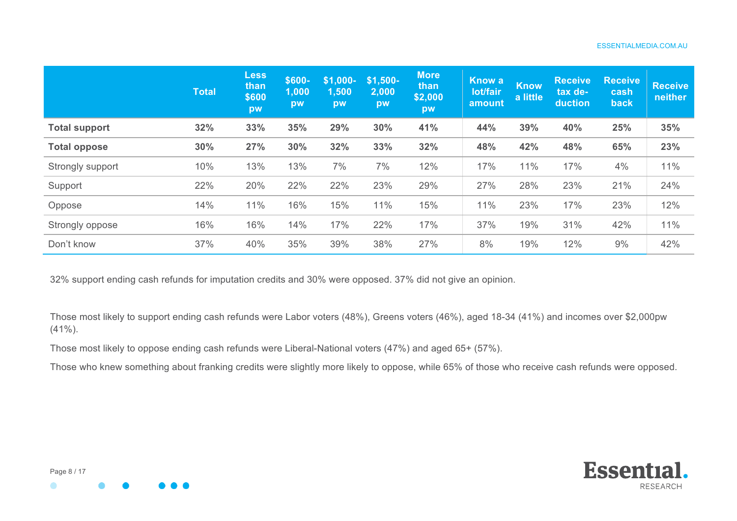| | Total | Less than $600 pw | $600-1,000 pw | $1,000-1,500 pw | $1,500-2,000 pw | More than $2,000 pw | Know a lot/fair amount | Know a little | Receive tax de-duction | Receive cash back | Receive neither |
|---|---|---|---|---|---|---|---|---|---|---|---|
| **Total support** | **32%** | **33%** | **35%** | **29%** | **30%** | **41%** | **44%** | **39%** | **40%** | **25%** | **35%** |
| **Total oppose** | **30%** | **27%** | **30%** | **32%** | **33%** | **32%** | **48%** | **42%** | **48%** | **65%** | **23%** |
| Strongly support | 10% | 13% | 13% | 7% | 7% | 12% | 17% | 11% | 17% | 4% | 11% |
| Support | 22% | 20% | 22% | 22% | 23% | 29% | 27% | 28% | 23% | 21% | 24% |
| Oppose | 14% | 11% | 16% | 15% | 11% | 15% | 11% | 23% | 17% | 23% | 12% |
| Strongly oppose | 16% | 16% | 14% | 17% | 22% | 17% | 37% | 19% | 31% | 42% | 11% |
| Don't know | 37% | 40% | 35% | 39% | 38% | 27% | 8% | 19% | 12% | 9% | 42% |

32% support ending cash refunds for imputation credits and 30% were opposed. 37% did not give an opinion.

Those most likely to support ending cash refunds were Labor voters (48%), Greens voters (46%), aged 18-34 (41%) and incomes over $2,000pw (41%).

Those most likely to oppose ending cash refunds were Liberal-National voters (47%) and aged 65+ (57%).

Those who knew something about franking credits were slightly more likely to oppose, while 65% of those who receive cash refunds were opposed.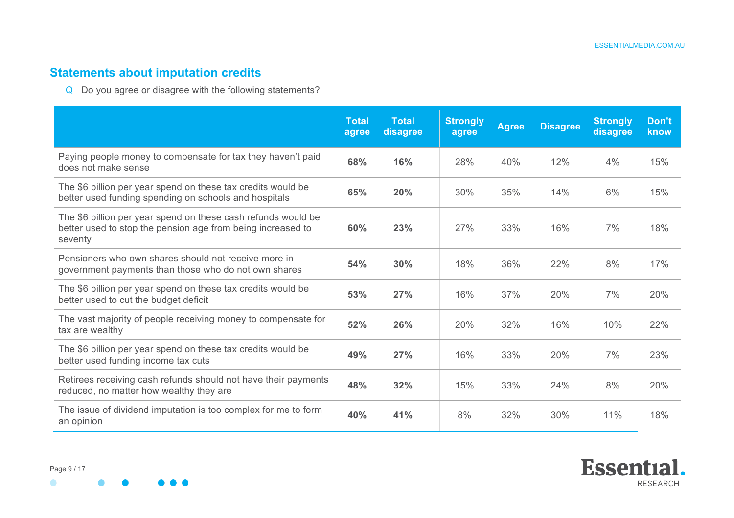## Statements about imputation credits

Q Do you agree or disagree with the following statements?

| | Total agree | Total disagree | Strongly agree | Agree | Disagree | Strongly disagree | Don't know |
|---|---|---|---|---|---|---|---|
| Paying people money to compensate for tax they haven't paid does not make sense | **68%** | **16%** | 28% | 40% | 12% | 4% | 15% |
| The $6 billion per year spend on these tax credits would be better used funding spending on schools and hospitals | **65%** | **20%** | 30% | 35% | 14% | 6% | 15% |
| The $6 billion per year spend on these cash refunds would be better used to stop the pension age from being increased to seventy | **60%** | **23%** | 27% | 33% | 16% | 7% | 18% |
| Pensioners who own shares should not receive more in government payments than those who do not own shares | **54%** | **30%** | 18% | 36% | 22% | 8% | 17% |
| The $6 billion per year spend on these tax credits would be better used to cut the budget deficit | **53%** | **27%** | 16% | 37% | 20% | 7% | 20% |
| The vast majority of people receiving money to compensate for tax are wealthy | **52%** | **26%** | 20% | 32% | 16% | 10% | 22% |
| The $6 billion per year spend on these tax credits would be better used funding income tax cuts | **49%** | **27%** | 16% | 33% | 20% | 7% | 23% |
| Retirees receiving cash refunds should not have their payments reduced, no matter how wealthy they are | **48%** | **32%** | 15% | 33% | 24% | 8% | 20% |
| The issue of dividend imputation is too complex for me to form an opinion | **40%** | **41%** | 8% | 32% | 30% | 11% | 18% |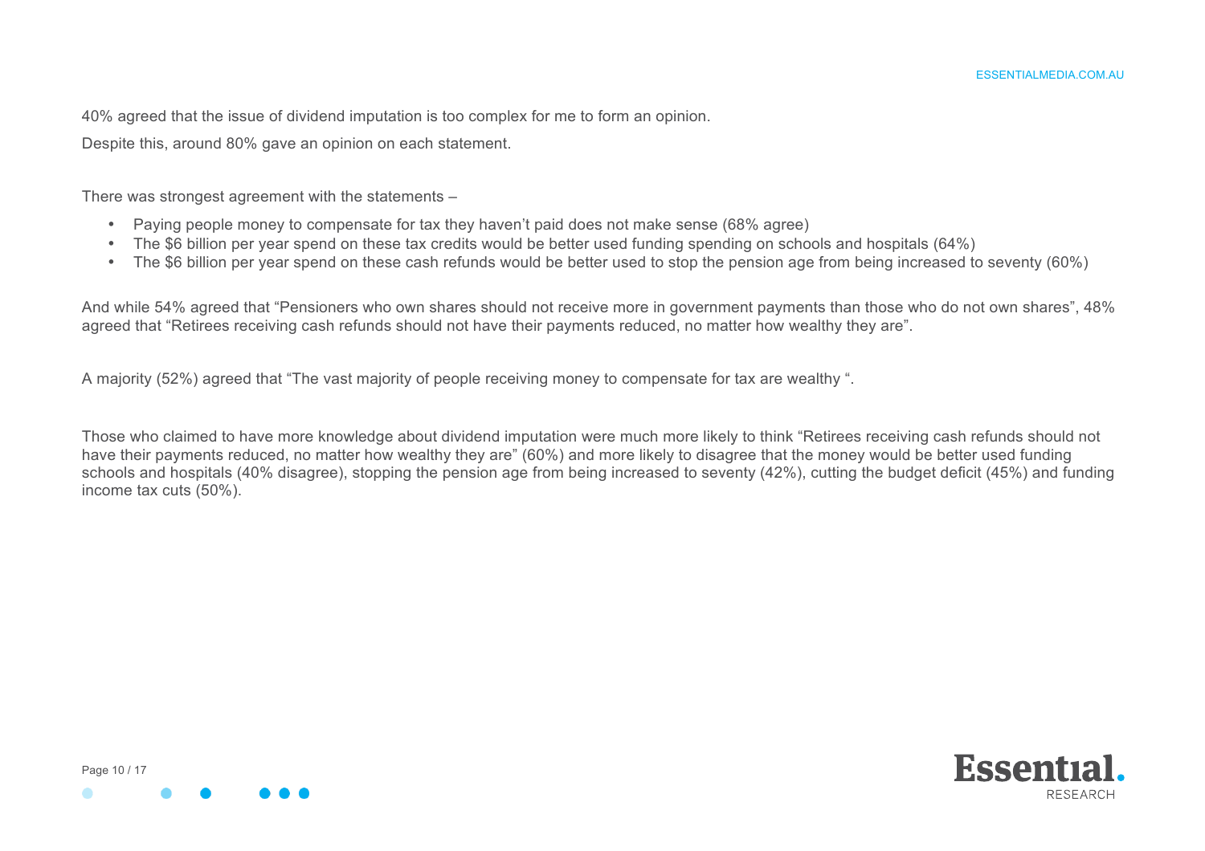40% agreed that the issue of dividend imputation is too complex for me to form an opinion.

Despite this, around 80% gave an opinion on each statement.

There was strongest agreement with the statements –

- Paying people money to compensate for tax they haven't paid does not make sense (68% agree)
- The $6 billion per year spend on these tax credits would be better used funding spending on schools and hospitals (64%)
- The $6 billion per year spend on these cash refunds would be better used to stop the pension age from being increased to seventy (60%)

And while 54% agreed that "Pensioners who own shares should not receive more in government payments than those who do not own shares", 48% agreed that "Retirees receiving cash refunds should not have their payments reduced, no matter how wealthy they are".

A majority (52%) agreed that "The vast majority of people receiving money to compensate for tax are wealthy ".

Those who claimed to have more knowledge about dividend imputation were much more likely to think "Retirees receiving cash refunds should not have their payments reduced, no matter how wealthy they are" (60%) and more likely to disagree that the money would be better used funding schools and hospitals (40% disagree), stopping the pension age from being increased to seventy (42%), cutting the budget deficit (45%) and funding income tax cuts (50%).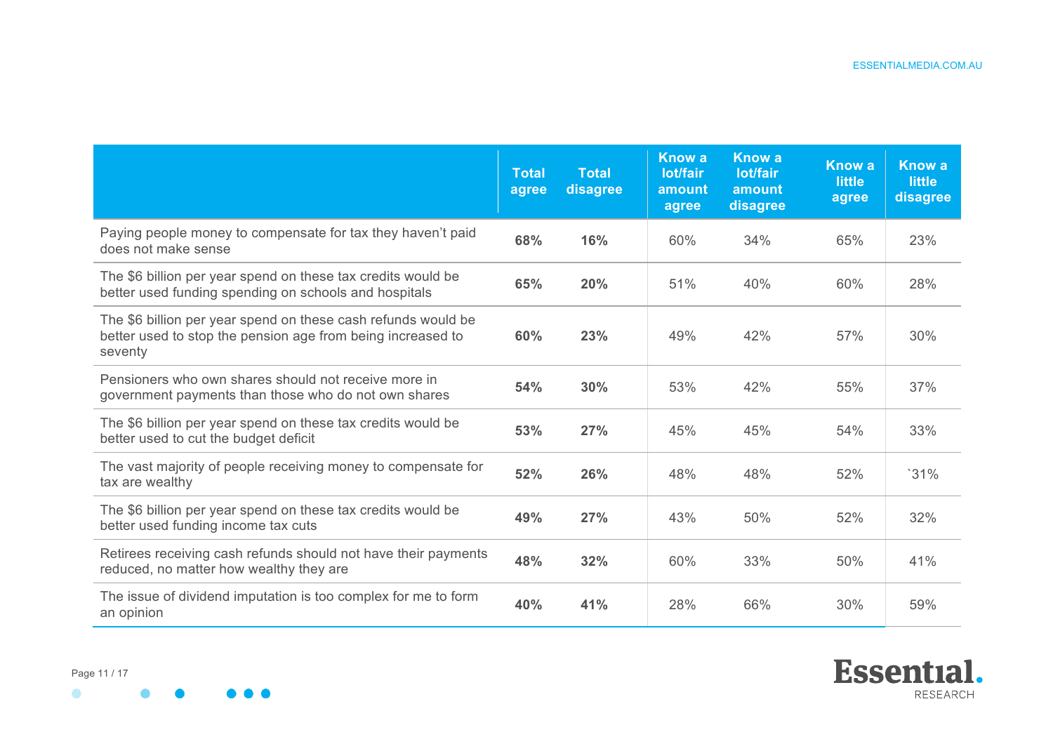| | Total agree | Total disagree | Know a lot/fair amount agree | Know a lot/fair amount disagree | Know a little agree | Know a little disagree |
|---|---|---|---|---|---|---|
| Paying people money to compensate for tax they haven't paid does not make sense | **68%** | **16%** | 60% | 34% | 65% | 23% |
| The $6 billion per year spend on these tax credits would be better used funding spending on schools and hospitals | **65%** | **20%** | 51% | 40% | 60% | 28% |
| The $6 billion per year spend on these cash refunds would be better used to stop the pension age from being increased to seventy | **60%** | **23%** | 49% | 42% | 57% | 30% |
| Pensioners who own shares should not receive more in government payments than those who do not own shares | **54%** | **30%** | 53% | 42% | 55% | 37% |
| The $6 billion per year spend on these tax credits would be better used to cut the budget deficit | **53%** | **27%** | 45% | 45% | 54% | 33% |
| The vast majority of people receiving money to compensate for tax are wealthy | **52%** | **26%** | 48% | 48% | 52% | `31% |
| The $6 billion per year spend on these tax credits would be better used funding income tax cuts | **49%** | **27%** | 43% | 50% | 52% | 32% |
| Retirees receiving cash refunds should not have their payments reduced, no matter how wealthy they are | **48%** | **32%** | 60% | 33% | 50% | 41% |
| The issue of dividend imputation is too complex for me to form an opinion | **40%** | **41%** | 28% | 66% | 30% | 59% |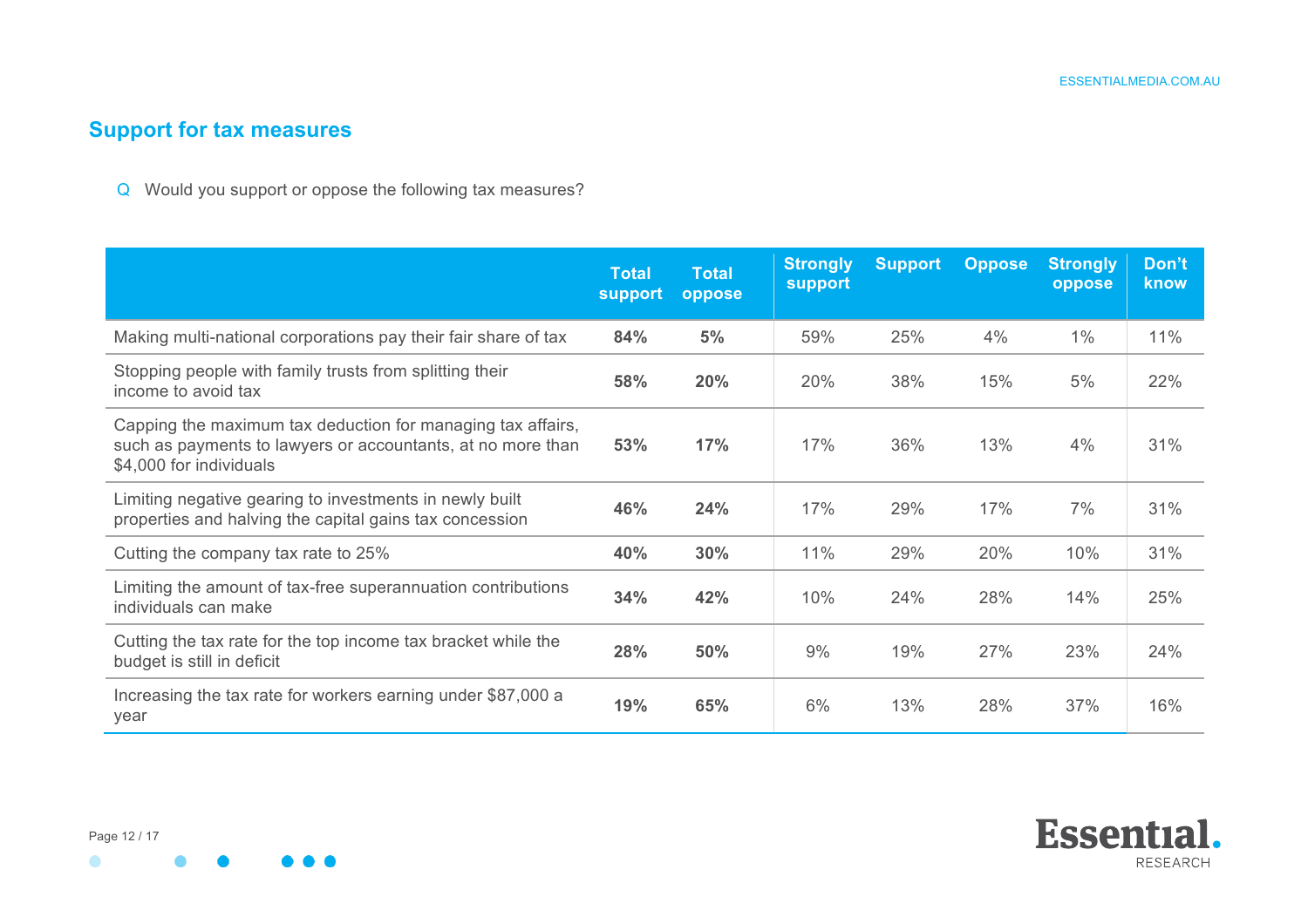## Support for tax measures

Q Would you support or oppose the following tax measures?

| | Total support | Total oppose | Strongly support | Support | Oppose | Strongly oppose | Don't know |
|---|---|---|---|---|---|---|---|
| Making multi-national corporations pay their fair share of tax | **84%** | **5%** | 59% | 25% | 4% | 1% | 11% |
| Stopping people with family trusts from splitting their income to avoid tax | **58%** | **20%** | 20% | 38% | 15% | 5% | 22% |
| Capping the maximum tax deduction for managing tax affairs, such as payments to lawyers or accountants, at no more than $4,000 for individuals | **53%** | **17%** | 17% | 36% | 13% | 4% | 31% |
| Limiting negative gearing to investments in newly built properties and halving the capital gains tax concession | **46%** | **24%** | 17% | 29% | 17% | 7% | 31% |
| Cutting the company tax rate to 25% | **40%** | **30%** | 11% | 29% | 20% | 10% | 31% |
| Limiting the amount of tax-free superannuation contributions individuals can make | **34%** | **42%** | 10% | 24% | 28% | 14% | 25% |
| Cutting the tax rate for the top income tax bracket while the budget is still in deficit | **28%** | **50%** | 9% | 19% | 27% | 23% | 24% |
| Increasing the tax rate for workers earning under $87,000 a year | **19%** | **65%** | 6% | 13% | 28% | 37% | 16% |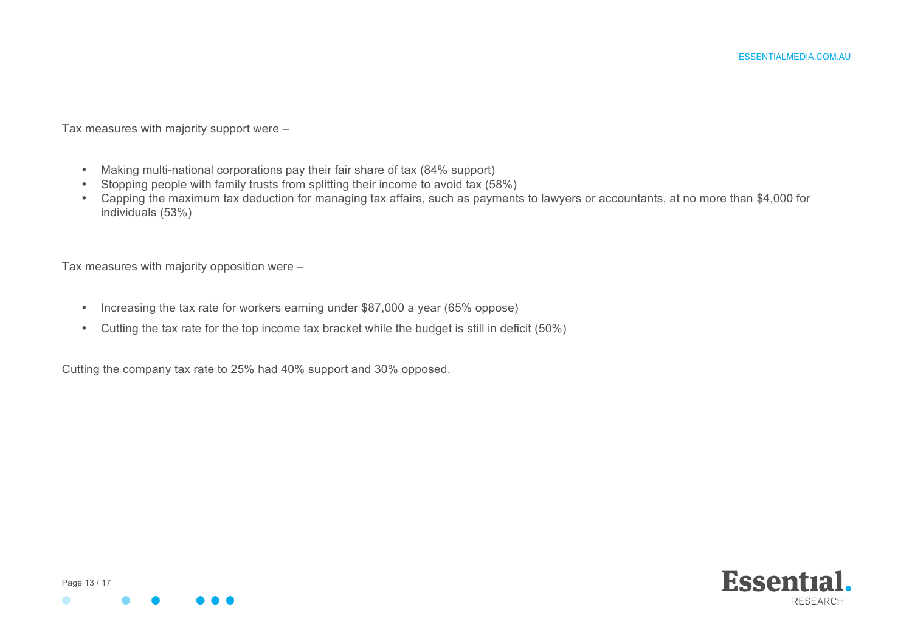Tax measures with majority support were –

- Making multi-national corporations pay their fair share of tax (84% support)
- Stopping people with family trusts from splitting their income to avoid tax (58%)
- Capping the maximum tax deduction for managing tax affairs, such as payments to lawyers or accountants, at no more than $4,000 for individuals (53%)

Tax measures with majority opposition were –

- Increasing the tax rate for workers earning under $87,000 a year (65% oppose)
- Cutting the tax rate for the top income tax bracket while the budget is still in deficit (50%)

Cutting the company tax rate to 25% had 40% support and 30% opposed.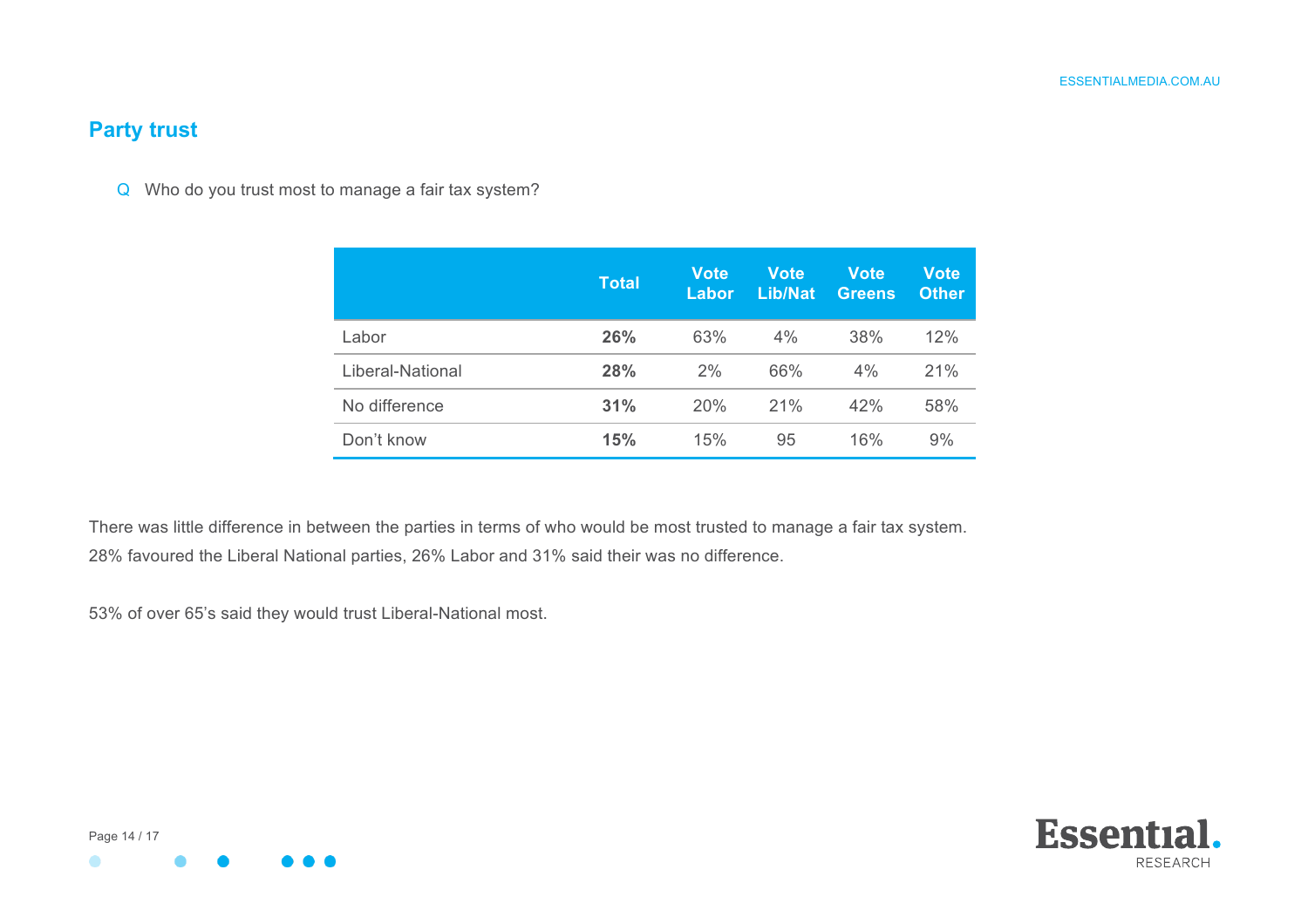## Party trust

Q Who do you trust most to manage a fair tax system?

| | Total | Vote Labor | Vote Lib/Nat | Vote Greens | Vote Other |
|---|---|---|---|---|---|
| Labor | **26%** | 63% | 4% | 38% | 12% |
| Liberal-National | **28%** | 2% | 66% | 4% | 21% |
| No difference | **31%** | 20% | 21% | 42% | 58% |
| Don't know | **15%** | 15% | 95 | 16% | 9% |

There was little difference in between the parties in terms of who would be most trusted to manage a fair tax system. 28% favoured the Liberal National parties, 26% Labor and 31% said their was no difference.

53% of over 65's said they would trust Liberal-National most.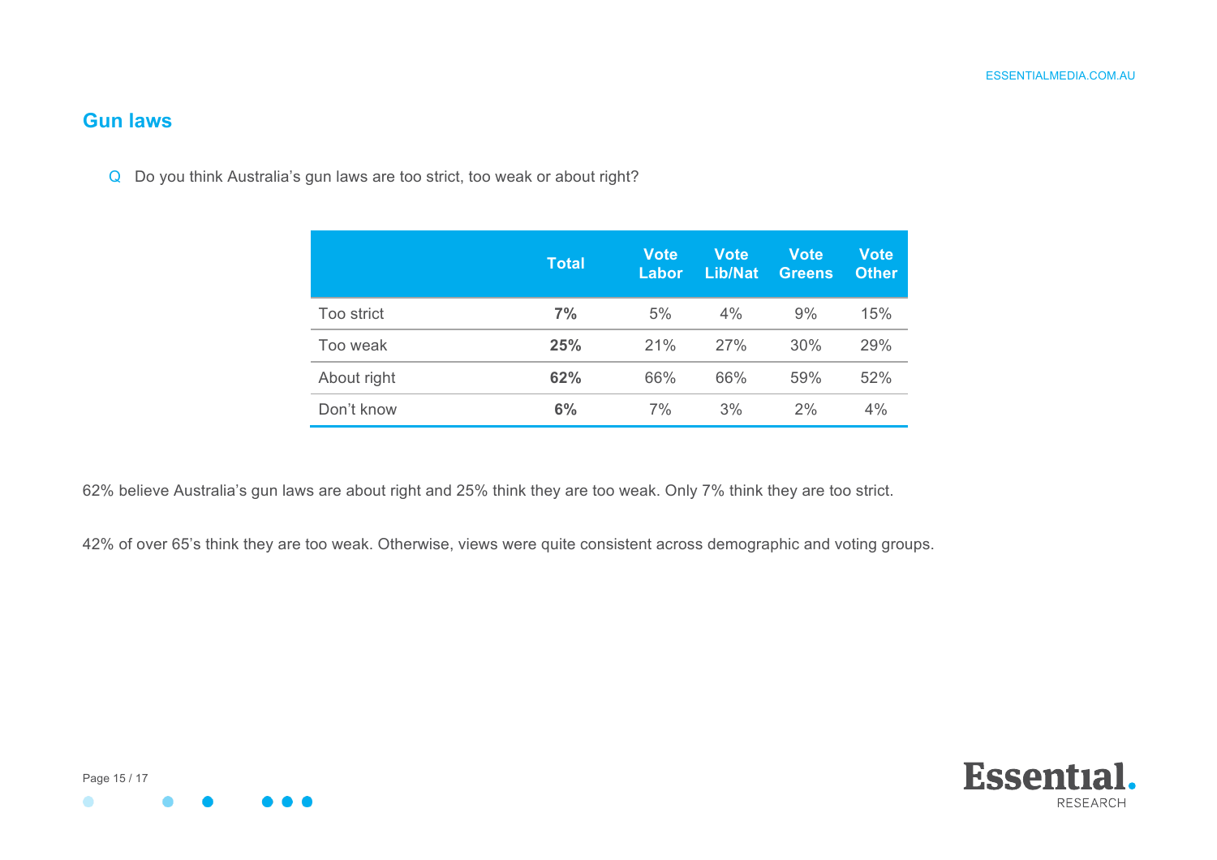## Gun laws

Q Do you think Australia's gun laws are too strict, too weak or about right?

| | Total | Vote Labor | Vote Lib/Nat | Vote Greens | Vote Other |
|---|---|---|---|---|---|
| Too strict | **7%** | 5% | 4% | 9% | 15% |
| Too weak | **25%** | 21% | 27% | 30% | 29% |
| About right | **62%** | 66% | 66% | 59% | 52% |
| Don't know | **6%** | 7% | 3% | 2% | 4% |

62% believe Australia's gun laws are about right and 25% think they are too weak. Only 7% think they are too strict.

42% of over 65's think they are too weak. Otherwise, views were quite consistent across demographic and voting groups.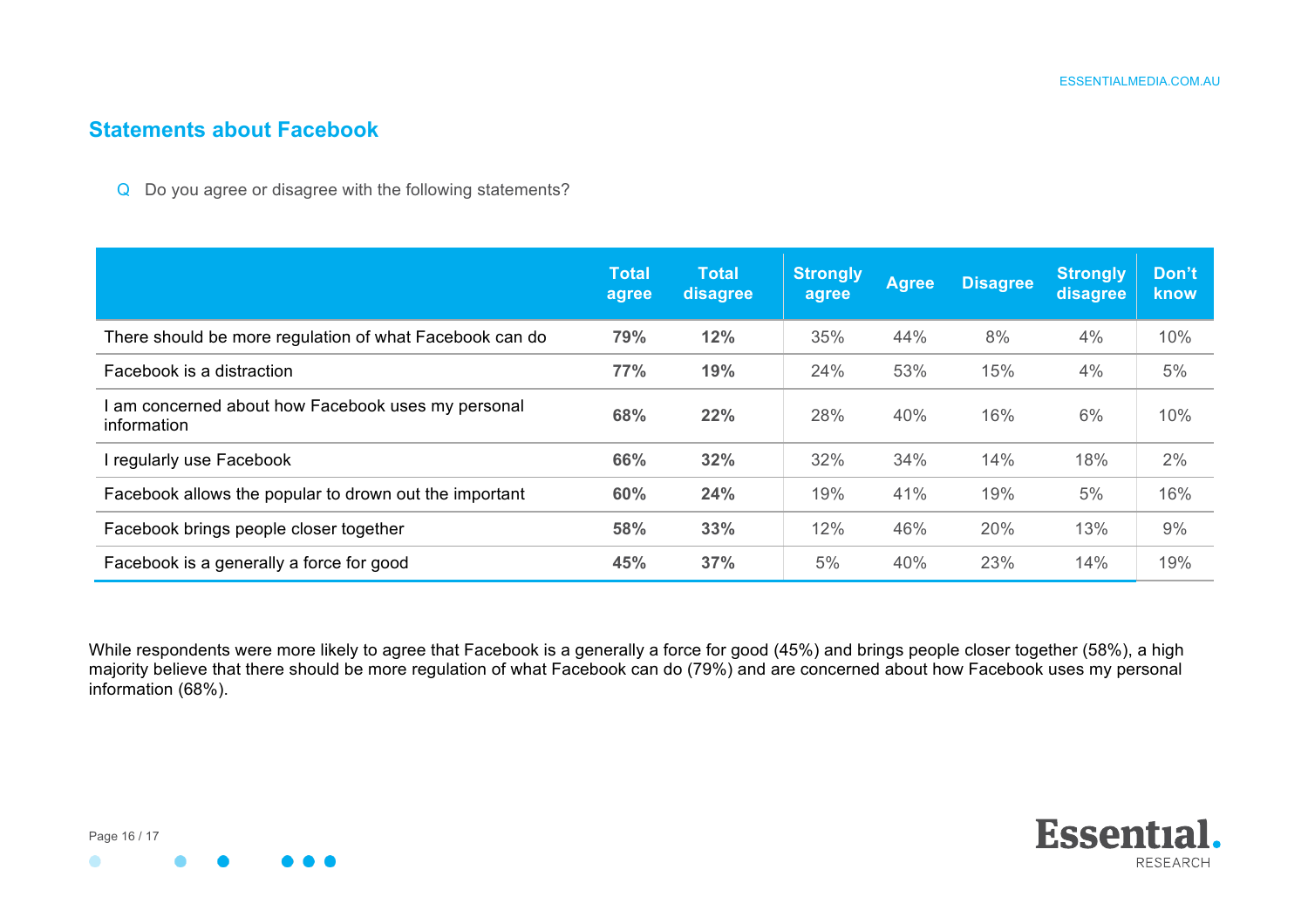## Statements about Facebook

Q Do you agree or disagree with the following statements?

| | Total agree | Total disagree | Strongly agree | Agree | Disagree | Strongly disagree | Don't know |
|---|---|---|---|---|---|---|---|
| There should be more regulation of what Facebook can do | **79%** | **12%** | 35% | 44% | 8% | 4% | 10% |
| Facebook is a distraction | **77%** | **19%** | 24% | 53% | 15% | 4% | 5% |
| I am concerned about how Facebook uses my personal information | **68%** | **22%** | 28% | 40% | 16% | 6% | 10% |
| I regularly use Facebook | **66%** | **32%** | 32% | 34% | 14% | 18% | 2% |
| Facebook allows the popular to drown out the important | **60%** | **24%** | 19% | 41% | 19% | 5% | 16% |
| Facebook brings people closer together | **58%** | **33%** | 12% | 46% | 20% | 13% | 9% |
| Facebook is a generally a force for good | **45%** | **37%** | 5% | 40% | 23% | 14% | 19% |

While respondents were more likely to agree that Facebook is a generally a force for good (45%) and brings people closer together (58%), a high majority believe that there should be more regulation of what Facebook can do (79%) and are concerned about how Facebook uses my personal information (68%).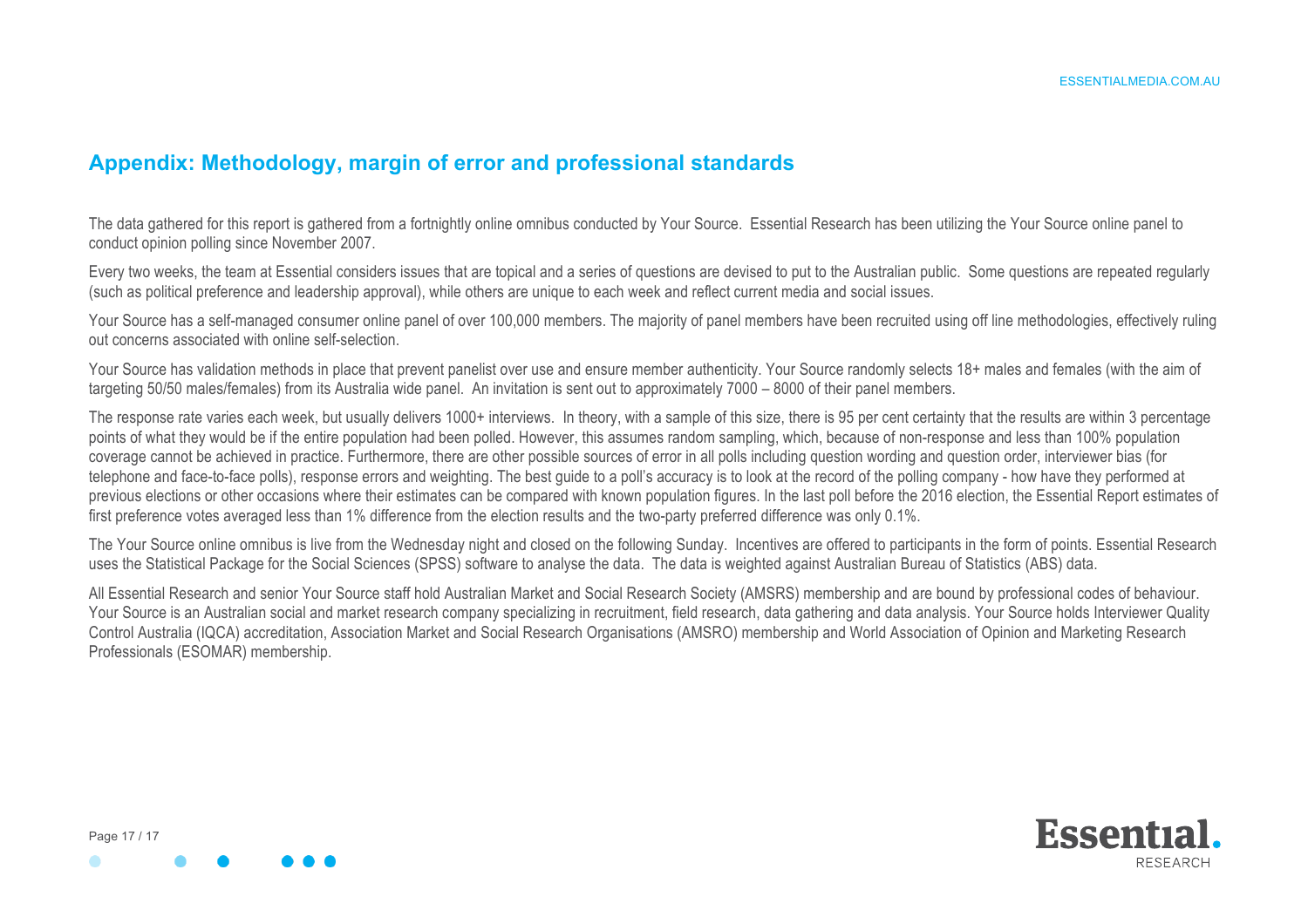## Appendix: Methodology, margin of error and professional standards

The data gathered for this report is gathered from a fortnightly online omnibus conducted by Your Source. Essential Research has been utilizing the Your Source online panel to conduct opinion polling since November 2007.

Every two weeks, the team at Essential considers issues that are topical and a series of questions are devised to put to the Australian public. Some questions are repeated regularly (such as political preference and leadership approval), while others are unique to each week and reflect current media and social issues.

Your Source has a self-managed consumer online panel of over 100,000 members. The majority of panel members have been recruited using off line methodologies, effectively ruling out concerns associated with online self-selection.

Your Source has validation methods in place that prevent panelist over use and ensure member authenticity. Your Source randomly selects 18+ males and females (with the aim of targeting 50/50 males/females) from its Australia wide panel. An invitation is sent out to approximately 7000 – 8000 of their panel members.

The response rate varies each week, but usually delivers 1000+ interviews. In theory, with a sample of this size, there is 95 per cent certainty that the results are within 3 percentage points of what they would be if the entire population had been polled. However, this assumes random sampling, which, because of non-response and less than 100% population coverage cannot be achieved in practice. Furthermore, there are other possible sources of error in all polls including question wording and question order, interviewer bias (for telephone and face-to-face polls), response errors and weighting. The best guide to a poll's accuracy is to look at the record of the polling company - how have they performed at previous elections or other occasions where their estimates can be compared with known population figures. In the last poll before the 2016 election, the Essential Report estimates of first preference votes averaged less than 1% difference from the election results and the two-party preferred difference was only 0.1%.

The Your Source online omnibus is live from the Wednesday night and closed on the following Sunday. Incentives are offered to participants in the form of points. Essential Research uses the Statistical Package for the Social Sciences (SPSS) software to analyse the data. The data is weighted against Australian Bureau of Statistics (ABS) data.

All Essential Research and senior Your Source staff hold Australian Market and Social Research Society (AMSRS) membership and are bound by professional codes of behaviour. Your Source is an Australian social and market research company specializing in recruitment, field research, data gathering and data analysis. Your Source holds Interviewer Quality Control Australia (IQCA) accreditation, Association Market and Social Research Organisations (AMSRO) membership and World Association of Opinion and Marketing Research Professionals (ESOMAR) membership.